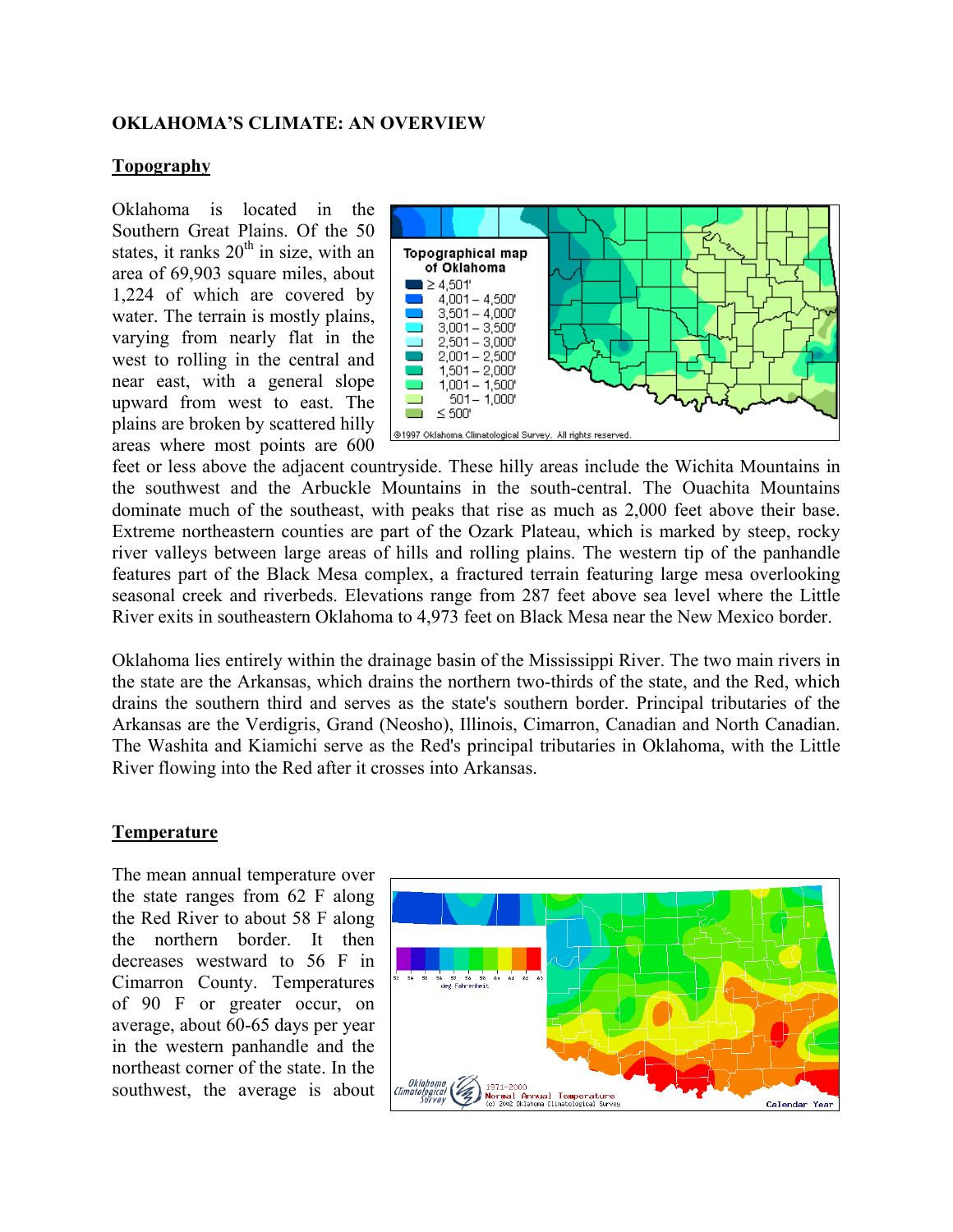## OKLAHOMA'S CLIMATE: AN OVERVIEW

### Topography

Oklahoma is located in the Southern Great Plains. Of the 50 states, it ranks 20th in size, with an area of 69,903 square miles, about 1,224 of which are covered by water. The terrain is mostly plains, varying from nearly flat in the west to rolling in the central and near east, with a general slope upward from west to east. The plains are broken by scattered hilly areas where most points are 600 feet or less above the adjacent countryside. These hilly areas include the Wichita Mountains in the southwest and the Arbuckle Mountains in the south-central. The Ouachita Mountains dominate much of the southeast, with peaks that rise as much as 2,000 feet above their base. Extreme northeastern counties are part of the Ozark Plateau, which is marked by steep, rocky river valleys between large areas of hills and rolling plains. The western tip of the panhandle features part of the Black Mesa complex, a fractured terrain featuring large mesa overlooking seasonal creek and riverbeds. Elevations range from 287 feet above sea level where the Little River exits in southeastern Oklahoma to 4,973 feet on Black Mesa near the New Mexico border.

Oklahoma lies entirely within the drainage basin of the Mississippi River. The two main rivers in the state are the Arkansas, which drains the northern two-thirds of the state, and the Red, which drains the southern third and serves as the state's southern border. Principal tributaries of the Arkansas are the Verdigris, Grand (Neosho), Illinois, Cimarron, Canadian and North Canadian. The Washita and Kiamichi serve as the Red's principal tributaries in Oklahoma, with the Little River flowing into the Red after it crosses into Arkansas.

### Temperature

The mean annual temperature over the state ranges from 62 F along the Red River to about 58 F along the northern border. It then decreases westward to 56 F in Cimarron County. Temperatures of 90 F or greater occur, on average, about 60-65 days per year in the western panhandle and the northeast corner of the state. In the southwest, the average is about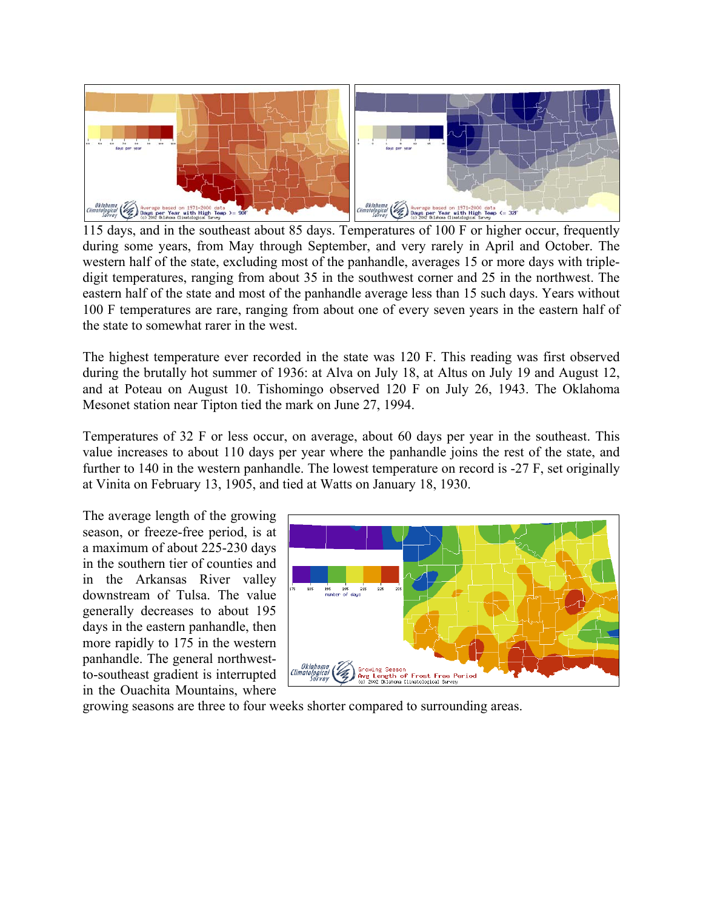115 days, and in the southeast about 85 days. Temperatures of 100 F or higher occur, frequently during some years, from May through September, and very rarely in April and October. The western half of the state, excluding most of the panhandle, averages 15 or more days with triple-digit temperatures, ranging from about 35 in the southwest corner and 25 in the northwest. The eastern half of the state and most of the panhandle average less than 15 such days. Years without 100 F temperatures are rare, ranging from about one of every seven years in the eastern half of the state to somewhat rarer in the west.

The highest temperature ever recorded in the state was 120 F. This reading was first observed during the brutally hot summer of 1936: at Alva on July 18, at Altus on July 19 and August 12, and at Poteau on August 10. Tishomingo observed 120 F on July 26, 1943. The Oklahoma Mesonet station near Tipton tied the mark on June 27, 1994.

Temperatures of 32 F or less occur, on average, about 60 days per year in the southeast. This value increases to about 110 days per year where the panhandle joins the rest of the state, and further to 140 in the western panhandle. The lowest temperature on record is -27 F, set originally at Vinita on February 13, 1905, and tied at Watts on January 18, 1930.

The average length of the growing season, or freeze-free period, is at a maximum of about 225-230 days in the southern tier of counties and in the Arkansas River valley downstream of Tulsa. The value generally decreases to about 195 days in the eastern panhandle, then more rapidly to 175 in the western panhandle. The general northwest-to-southeast gradient is interrupted in the Ouachita Mountains, where growing seasons are three to four weeks shorter compared to surrounding areas.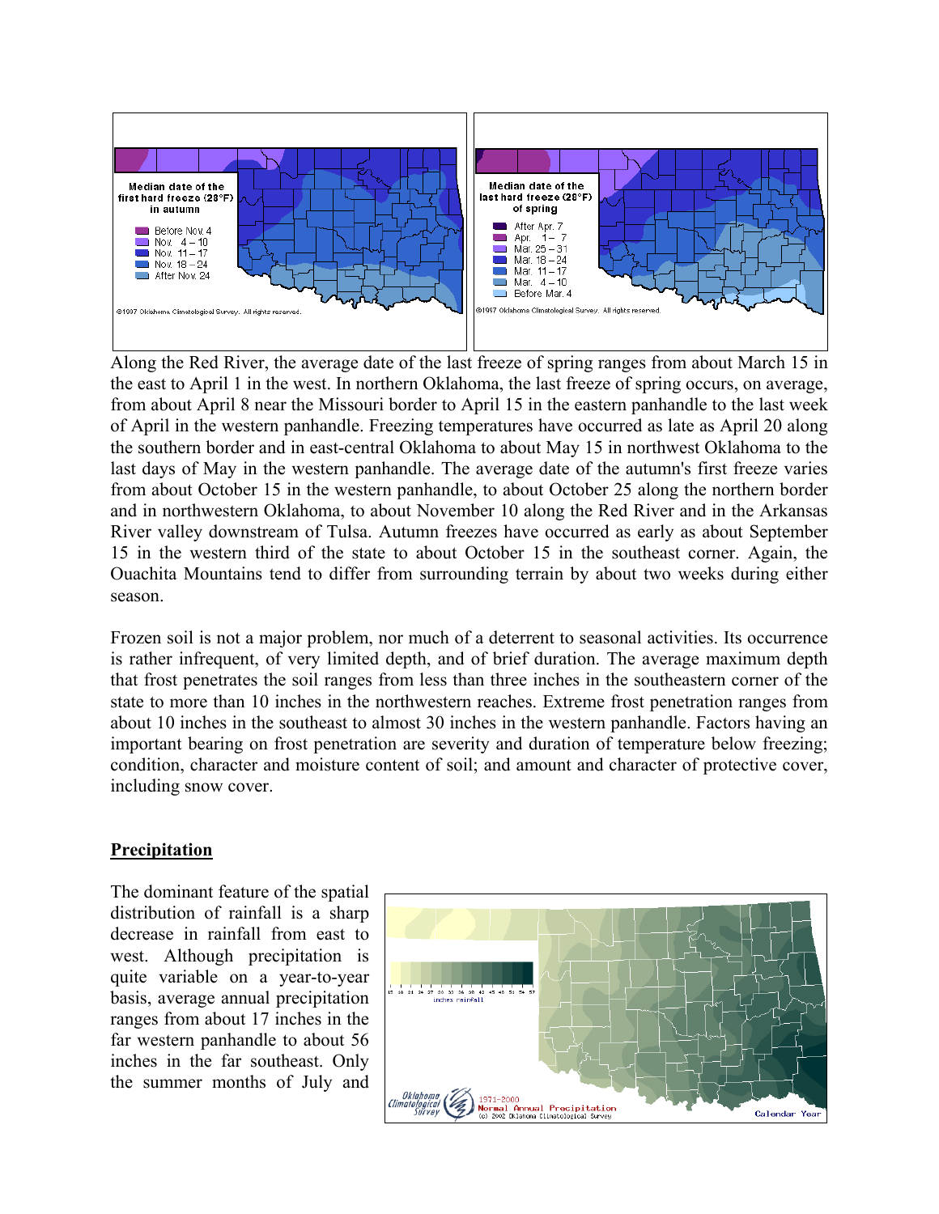Along the Red River, the average date of the last freeze of spring ranges from about March 15 in the east to April 1 in the west. In northern Oklahoma, the last freeze of spring occurs, on average, from about April 8 near the Missouri border to April 15 in the eastern panhandle to the last week of April in the western panhandle. Freezing temperatures have occurred as late as April 20 along the southern border and in east-central Oklahoma to about May 15 in northwest Oklahoma to the last days of May in the western panhandle. The average date of the autumn's first freeze varies from about October 15 in the western panhandle, to about October 25 along the northern border and in northwestern Oklahoma, to about November 10 along the Red River and in the Arkansas River valley downstream of Tulsa. Autumn freezes have occurred as early as about September 15 in the western third of the state to about October 15 in the southeast corner. Again, the Ouachita Mountains tend to differ from surrounding terrain by about two weeks during either season.

Frozen soil is not a major problem, nor much of a deterrent to seasonal activities. Its occurrence is rather infrequent, of very limited depth, and of brief duration. The average maximum depth that frost penetrates the soil ranges from less than three inches in the southeastern corner of the state to more than 10 inches in the northwestern reaches. Extreme frost penetration ranges from about 10 inches in the southeast to almost 30 inches in the western panhandle. Factors having an important bearing on frost penetration are severity and duration of temperature below freezing; condition, character and moisture content of soil; and amount and character of protective cover, including snow cover.

## Precipitation

The dominant feature of the spatial distribution of rainfall is a sharp decrease in rainfall from east to west. Although precipitation is quite variable on a year-to-year basis, average annual precipitation ranges from about 17 inches in the far western panhandle to about 56 inches in the far southeast. Only the summer months of July and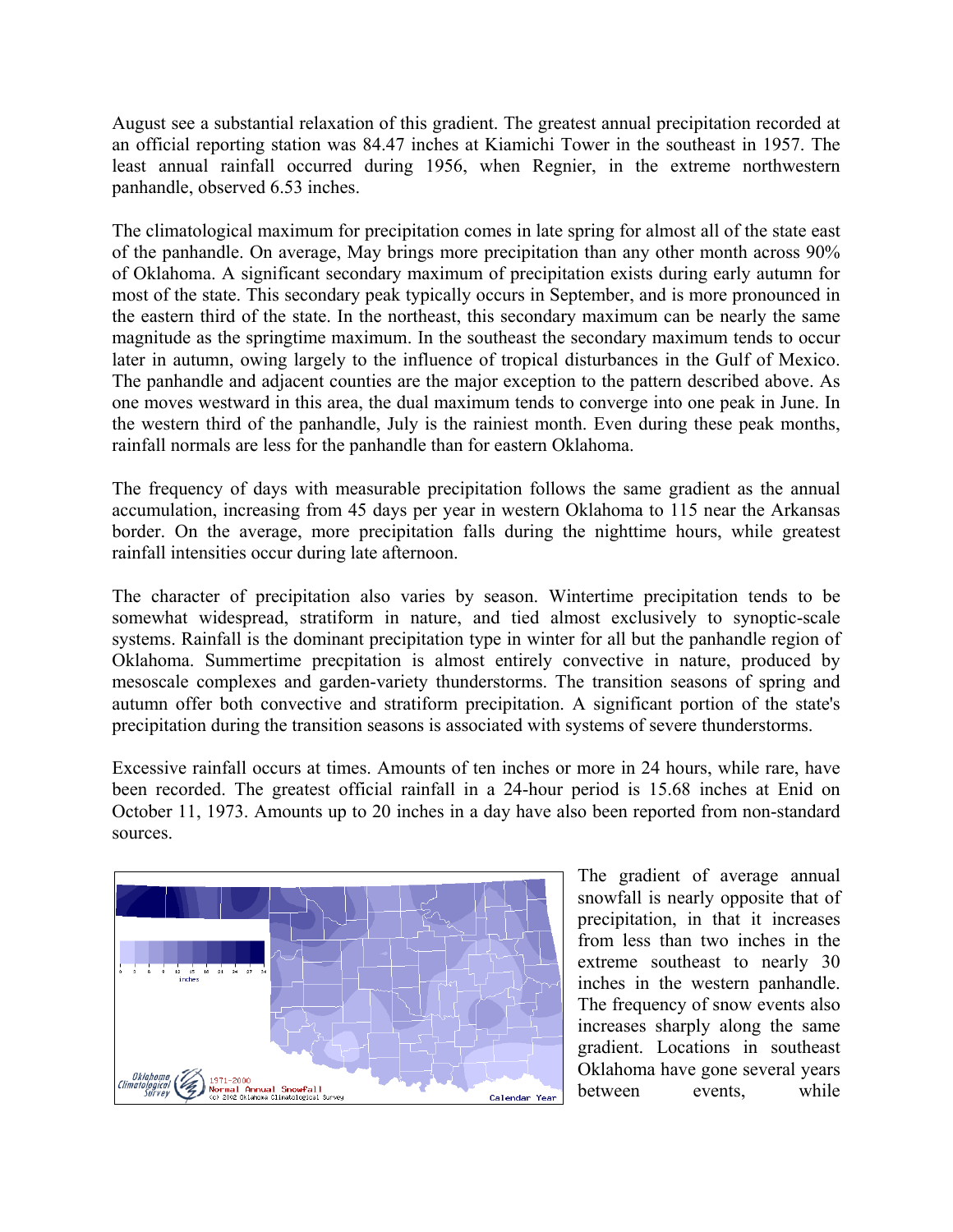August see a substantial relaxation of this gradient. The greatest annual precipitation recorded at an official reporting station was 84.47 inches at Kiamichi Tower in the southeast in 1957. The least annual rainfall occurred during 1956, when Regnier, in the extreme northwestern panhandle, observed 6.53 inches.

The climatological maximum for precipitation comes in late spring for almost all of the state east of the panhandle. On average, May brings more precipitation than any other month across 90% of Oklahoma. A significant secondary maximum of precipitation exists during early autumn for most of the state. This secondary peak typically occurs in September, and is more pronounced in the eastern third of the state. In the northeast, this secondary maximum can be nearly the same magnitude as the springtime maximum. In the southeast the secondary maximum tends to occur later in autumn, owing largely to the influence of tropical disturbances in the Gulf of Mexico. The panhandle and adjacent counties are the major exception to the pattern described above. As one moves westward in this area, the dual maximum tends to converge into one peak in June. In the western third of the panhandle, July is the rainiest month. Even during these peak months, rainfall normals are less for the panhandle than for eastern Oklahoma.

The frequency of days with measurable precipitation follows the same gradient as the annual accumulation, increasing from 45 days per year in western Oklahoma to 115 near the Arkansas border. On the average, more precipitation falls during the nighttime hours, while greatest rainfall intensities occur during late afternoon.

The character of precipitation also varies by season. Wintertime precipitation tends to be somewhat widespread, stratiform in nature, and tied almost exclusively to synoptic-scale systems. Rainfall is the dominant precipitation type in winter for all but the panhandle region of Oklahoma. Summertime precpitation is almost entirely convective in nature, produced by mesoscale complexes and garden-variety thunderstorms. The transition seasons of spring and autumn offer both convective and stratiform precipitation. A significant portion of the state's precipitation during the transition seasons is associated with systems of severe thunderstorms.

Excessive rainfall occurs at times. Amounts of ten inches or more in 24 hours, while rare, have been recorded. The greatest official rainfall in a 24-hour period is 15.68 inches at Enid on October 11, 1973. Amounts up to 20 inches in a day have also been reported from non-standard sources.

The gradient of average annual snowfall is nearly opposite that of precipitation, in that it increases from less than two inches in the extreme southeast to nearly 30 inches in the western panhandle. The frequency of snow events also increases sharply along the same gradient. Locations in southeast Oklahoma have gone several years between events, while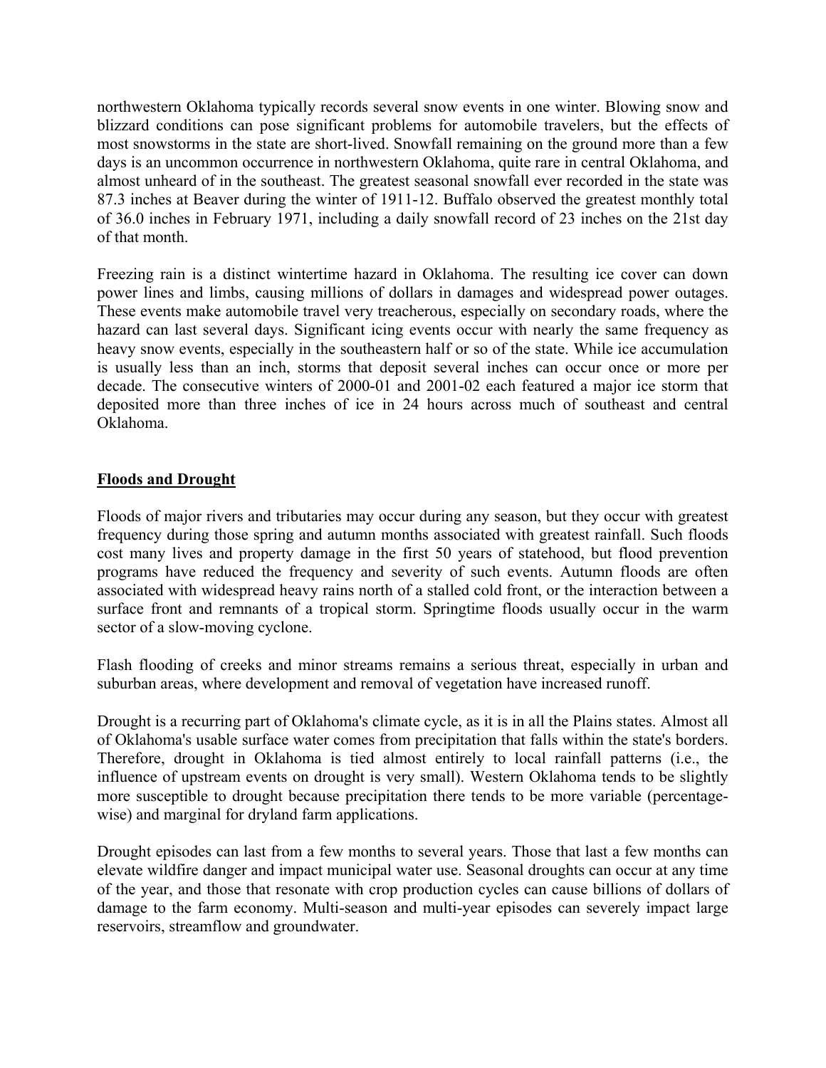northwestern Oklahoma typically records several snow events in one winter. Blowing snow and blizzard conditions can pose significant problems for automobile travelers, but the effects of most snowstorms in the state are short-lived. Snowfall remaining on the ground more than a few days is an uncommon occurrence in northwestern Oklahoma, quite rare in central Oklahoma, and almost unheard of in the southeast. The greatest seasonal snowfall ever recorded in the state was 87.3 inches at Beaver during the winter of 1911-12. Buffalo observed the greatest monthly total of 36.0 inches in February 1971, including a daily snowfall record of 23 inches on the 21st day of that month.

Freezing rain is a distinct wintertime hazard in Oklahoma. The resulting ice cover can down power lines and limbs, causing millions of dollars in damages and widespread power outages. These events make automobile travel very treacherous, especially on secondary roads, where the hazard can last several days. Significant icing events occur with nearly the same frequency as heavy snow events, especially in the southeastern half or so of the state. While ice accumulation is usually less than an inch, storms that deposit several inches can occur once or more per decade. The consecutive winters of 2000-01 and 2001-02 each featured a major ice storm that deposited more than three inches of ice in 24 hours across much of southeast and central Oklahoma.

## Floods and Drought

Floods of major rivers and tributaries may occur during any season, but they occur with greatest frequency during those spring and autumn months associated with greatest rainfall. Such floods cost many lives and property damage in the first 50 years of statehood, but flood prevention programs have reduced the frequency and severity of such events. Autumn floods are often associated with widespread heavy rains north of a stalled cold front, or the interaction between a surface front and remnants of a tropical storm. Springtime floods usually occur in the warm sector of a slow-moving cyclone.

Flash flooding of creeks and minor streams remains a serious threat, especially in urban and suburban areas, where development and removal of vegetation have increased runoff.

Drought is a recurring part of Oklahoma's climate cycle, as it is in all the Plains states. Almost all of Oklahoma's usable surface water comes from precipitation that falls within the state's borders. Therefore, drought in Oklahoma is tied almost entirely to local rainfall patterns (i.e., the influence of upstream events on drought is very small). Western Oklahoma tends to be slightly more susceptible to drought because precipitation there tends to be more variable (percentage-wise) and marginal for dryland farm applications.

Drought episodes can last from a few months to several years. Those that last a few months can elevate wildfire danger and impact municipal water use. Seasonal droughts can occur at any time of the year, and those that resonate with crop production cycles can cause billions of dollars of damage to the farm economy. Multi-season and multi-year episodes can severely impact large reservoirs, streamflow and groundwater.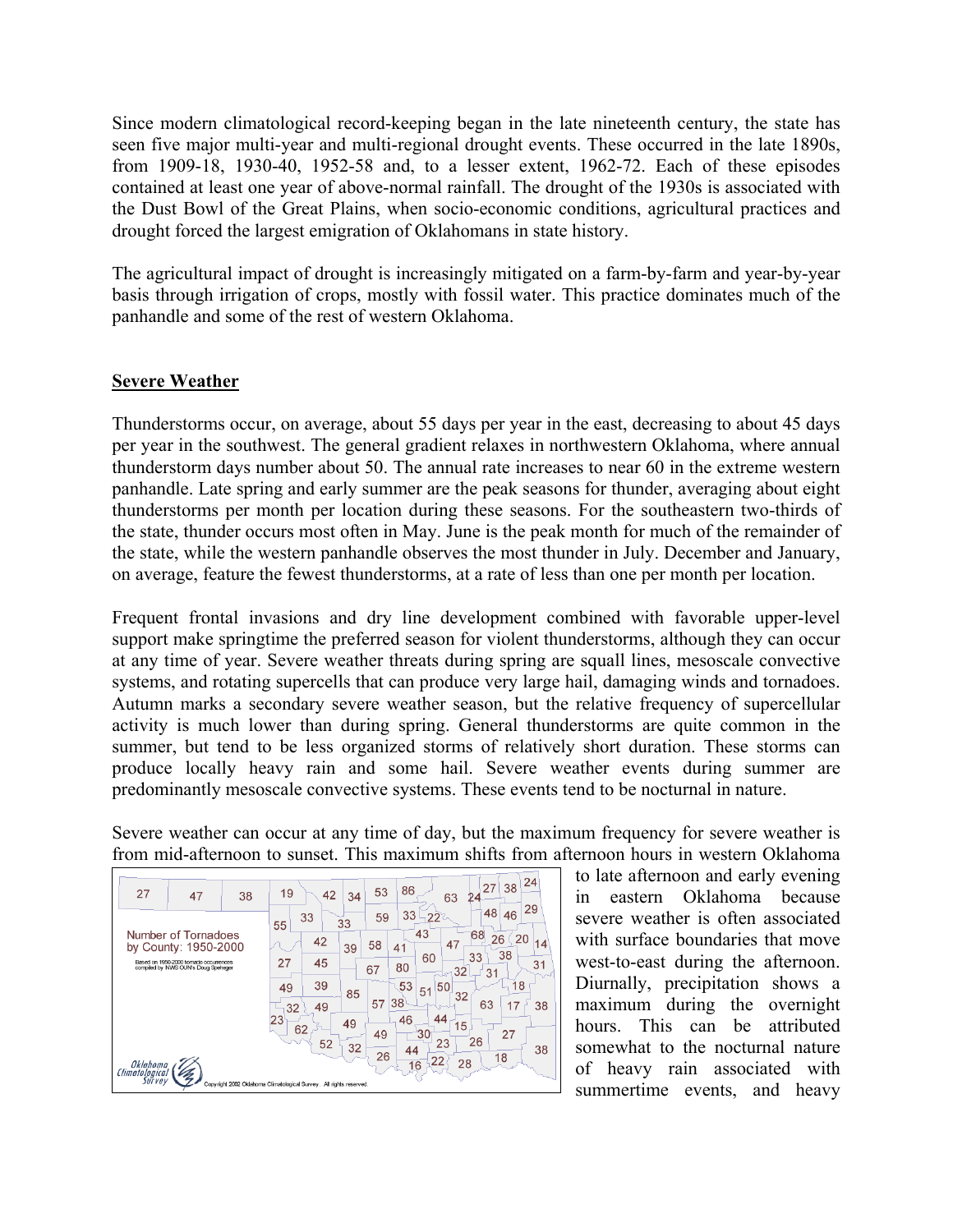Since modern climatological record-keeping began in the late nineteenth century, the state has seen five major multi-year and multi-regional drought events. These occurred in the late 1890s, from 1909-18, 1930-40, 1952-58 and, to a lesser extent, 1962-72. Each of these episodes contained at least one year of above-normal rainfall. The drought of the 1930s is associated with the Dust Bowl of the Great Plains, when socio-economic conditions, agricultural practices and drought forced the largest emigration of Oklahomans in state history.

The agricultural impact of drought is increasingly mitigated on a farm-by-farm and year-by-year basis through irrigation of crops, mostly with fossil water. This practice dominates much of the panhandle and some of the rest of western Oklahoma.

## Severe Weather

Thunderstorms occur, on average, about 55 days per year in the east, decreasing to about 45 days per year in the southwest. The general gradient relaxes in northwestern Oklahoma, where annual thunderstorm days number about 50. The annual rate increases to near 60 in the extreme western panhandle. Late spring and early summer are the peak seasons for thunder, averaging about eight thunderstorms per month per location during these seasons. For the southeastern two-thirds of the state, thunder occurs most often in May. June is the peak month for much of the remainder of the state, while the western panhandle observes the most thunder in July. December and January, on average, feature the fewest thunderstorms, at a rate of less than one per month per location.

Frequent frontal invasions and dry line development combined with favorable upper-level support make springtime the preferred season for violent thunderstorms, although they can occur at any time of year. Severe weather threats during spring are squall lines, mesoscale convective systems, and rotating supercells that can produce very large hail, damaging winds and tornadoes. Autumn marks a secondary severe weather season, but the relative frequency of supercellular activity is much lower than during spring. General thunderstorms are quite common in the summer, but tend to be less organized storms of relatively short duration. These storms can produce locally heavy rain and some hail. Severe weather events during summer are predominantly mesoscale convective systems. These events tend to be nocturnal in nature.

Severe weather can occur at any time of day, but the maximum frequency for severe weather is from mid-afternoon to sunset. This maximum shifts from afternoon hours in western Oklahoma to late afternoon and early evening in eastern Oklahoma because severe weather is often associated with surface boundaries that move west-to-east during the afternoon. Diurnally, precipitation shows a maximum during the overnight hours. This can be attributed somewhat to the nocturnal nature of heavy rain associated with summertime events, and heavy

Number of Tornadoes by County: 1950-2000

Based on 1950-2000 tornado occurrences compiled by NWS OUN's Doug Speheger

Copyright 2002 Oklahoma Climatological Survey. All rights reserved.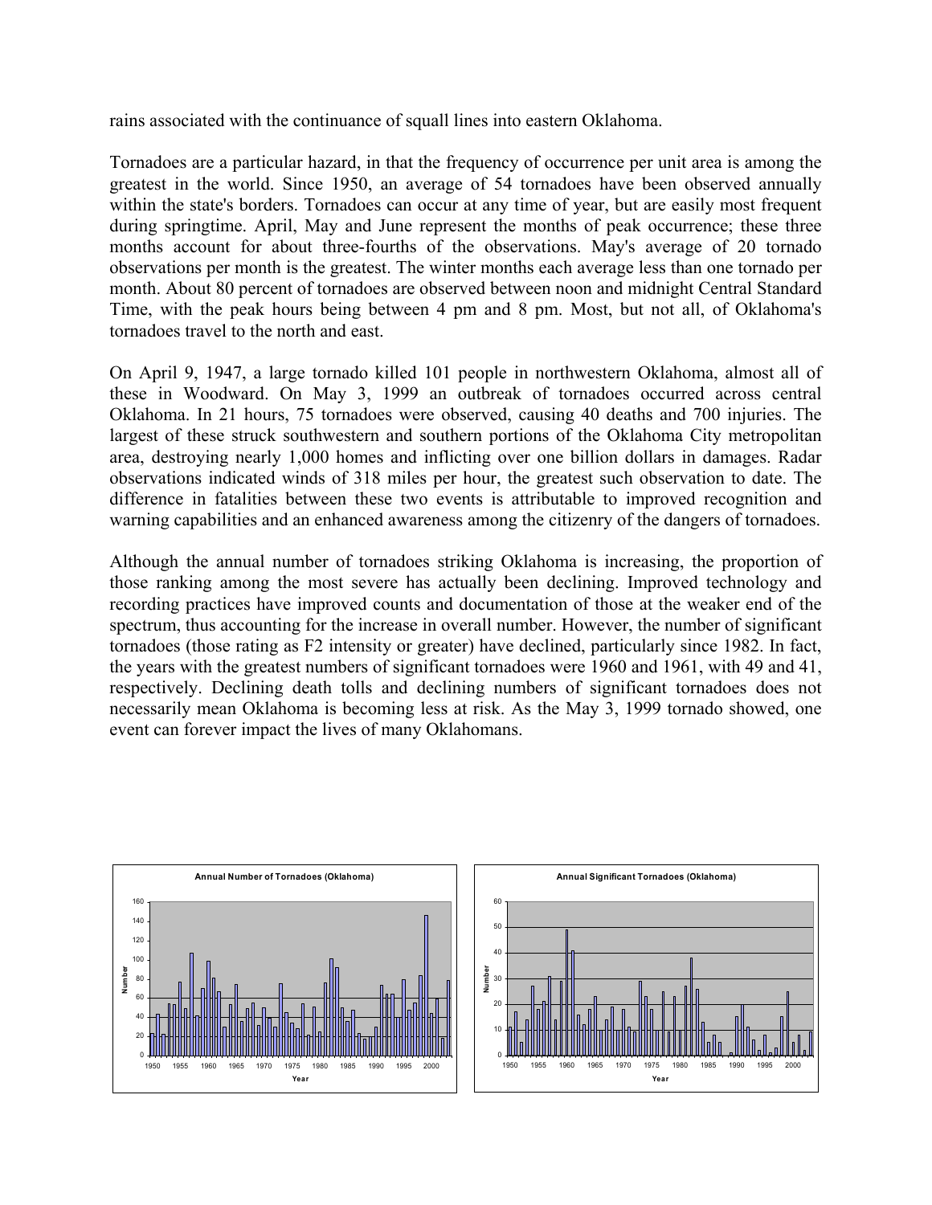rains associated with the continuance of squall lines into eastern Oklahoma.

Tornadoes are a particular hazard, in that the frequency of occurrence per unit area is among the greatest in the world. Since 1950, an average of 54 tornadoes have been observed annually within the state's borders. Tornadoes can occur at any time of year, but are easily most frequent during springtime. April, May and June represent the months of peak occurrence; these three months account for about three-fourths of the observations. May's average of 20 tornado observations per month is the greatest. The winter months each average less than one tornado per month. About 80 percent of tornadoes are observed between noon and midnight Central Standard Time, with the peak hours being between 4 pm and 8 pm. Most, but not all, of Oklahoma's tornadoes travel to the north and east.

On April 9, 1947, a large tornado killed 101 people in northwestern Oklahoma, almost all of these in Woodward. On May 3, 1999 an outbreak of tornadoes occurred across central Oklahoma. In 21 hours, 75 tornadoes were observed, causing 40 deaths and 700 injuries. The largest of these struck southwestern and southern portions of the Oklahoma City metropolitan area, destroying nearly 1,000 homes and inflicting over one billion dollars in damages. Radar observations indicated winds of 318 miles per hour, the greatest such observation to date. The difference in fatalities between these two events is attributable to improved recognition and warning capabilities and an enhanced awareness among the citizenry of the dangers of tornadoes.

Although the annual number of tornadoes striking Oklahoma is increasing, the proportion of those ranking among the most severe has actually been declining. Improved technology and recording practices have improved counts and documentation of those at the weaker end of the spectrum, thus accounting for the increase in overall number. However, the number of significant tornadoes (those rating as F2 intensity or greater) have declined, particularly since 1982. In fact, the years with the greatest numbers of significant tornadoes were 1960 and 1961, with 49 and 41, respectively. Declining death tolls and declining numbers of significant tornadoes does not necessarily mean Oklahoma is becoming less at risk. As the May 3, 1999 tornado showed, one event can forever impact the lives of many Oklahomans.

Annual Number of Tornadoes (Oklahoma)

Annual Significant Tornadoes (Oklahoma)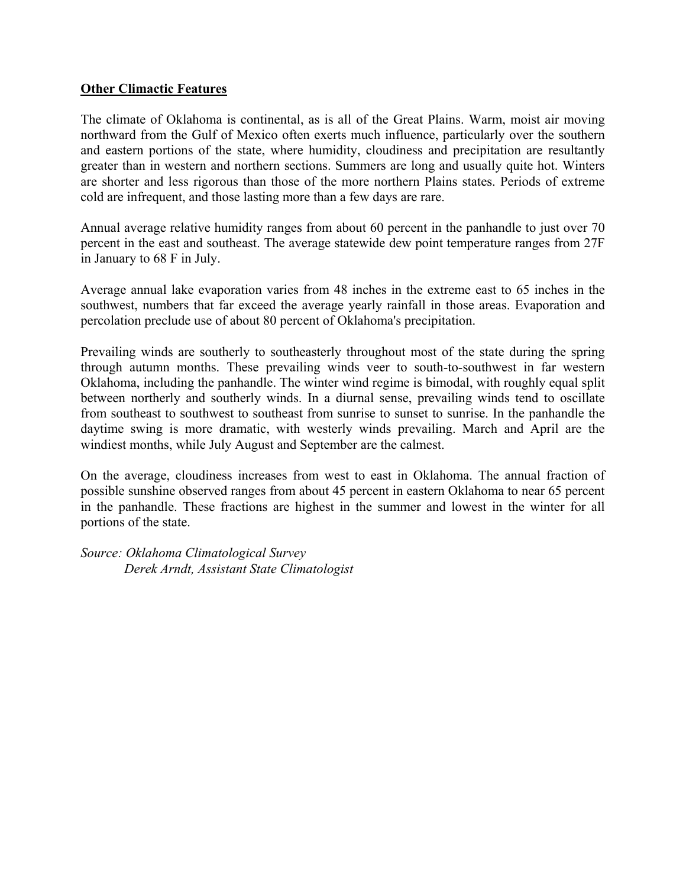**Other Climactic Features**

The climate of Oklahoma is continental, as is all of the Great Plains. Warm, moist air moving northward from the Gulf of Mexico often exerts much influence, particularly over the southern and eastern portions of the state, where humidity, cloudiness and precipitation are resultantly greater than in western and northern sections. Summers are long and usually quite hot. Winters are shorter and less rigorous than those of the more northern Plains states. Periods of extreme cold are infrequent, and those lasting more than a few days are rare.

Annual average relative humidity ranges from about 60 percent in the panhandle to just over 70 percent in the east and southeast. The average statewide dew point temperature ranges from 27F in January to 68 F in July.

Average annual lake evaporation varies from 48 inches in the extreme east to 65 inches in the southwest, numbers that far exceed the average yearly rainfall in those areas. Evaporation and percolation preclude use of about 80 percent of Oklahoma's precipitation.

Prevailing winds are southerly to southeasterly throughout most of the state during the spring through autumn months. These prevailing winds veer to south-to-southwest in far western Oklahoma, including the panhandle. The winter wind regime is bimodal, with roughly equal split between northerly and southerly winds. In a diurnal sense, prevailing winds tend to oscillate from southeast to southwest to southeast from sunrise to sunset to sunrise. In the panhandle the daytime swing is more dramatic, with westerly winds prevailing. March and April are the windiest months, while July August and September are the calmest.

On the average, cloudiness increases from west to east in Oklahoma. The annual fraction of possible sunshine observed ranges from about 45 percent in eastern Oklahoma to near 65 percent in the panhandle. These fractions are highest in the summer and lowest in the winter for all portions of the state.

*Source: Oklahoma Climatological Survey*
*Derek Arndt, Assistant State Climatologist*